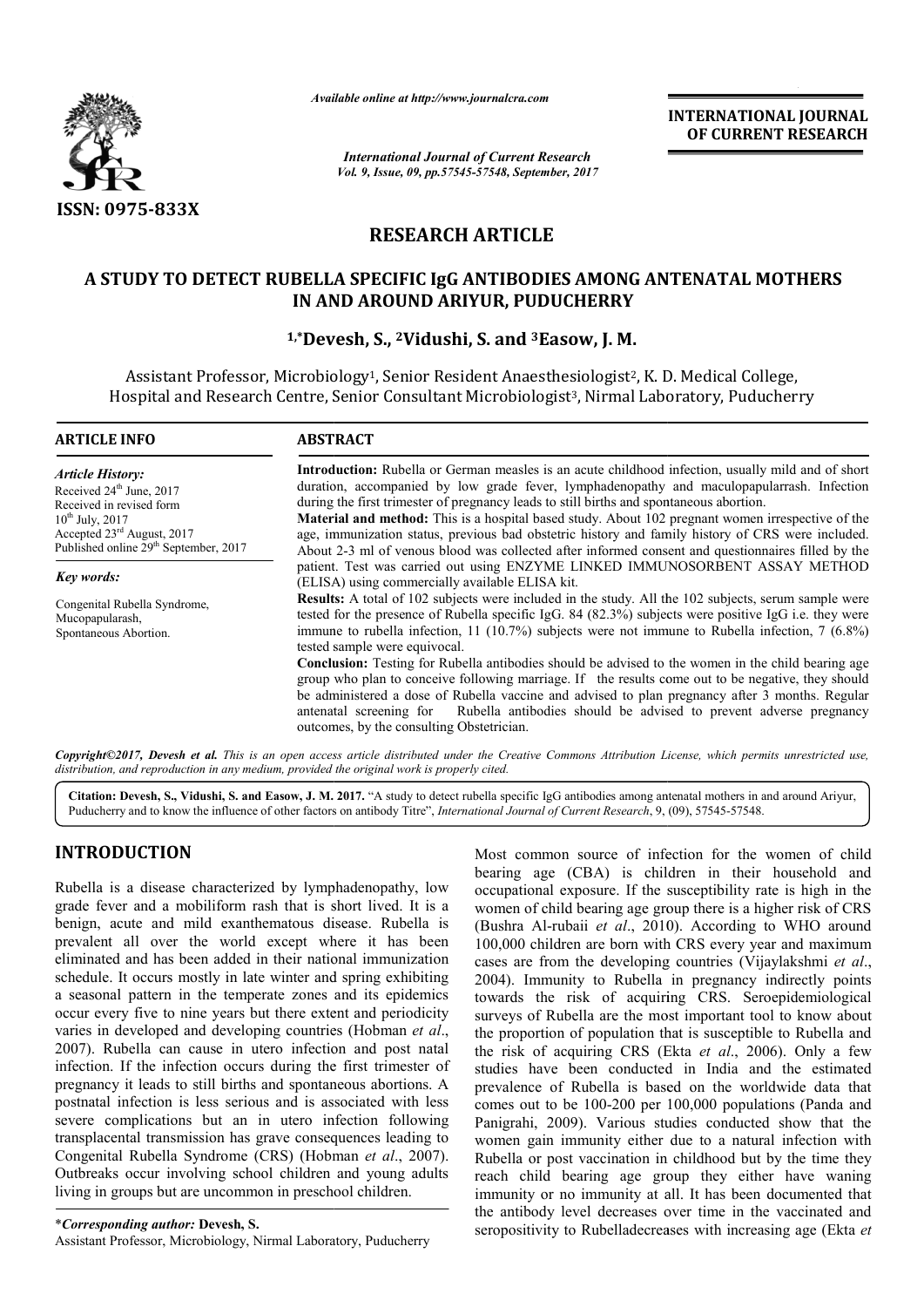*Available online at http://www.journalcra.com*

*International Journal of Current Research*
*Vol. 9, Issue, 09, pp.57545-57548, September, 2017*

**INTERNATIONAL JOURNAL OF CURRENT RESEARCH**

ISSN: 0975-833X

# RESEARCH ARTICLE

## A STUDY TO DETECT RUBELLA SPECIFIC IgG ANTIBODIES AMONG ANTENATAL MOTHERS IN AND AROUND ARIYUR, PUDUCHERRY

**[1,*]Devesh, S., [2]Vidushi, S. and [3]Easow, J. M.**

Assistant Professor, Microbiology[1], Senior Resident Anaesthesiologist[2], K. D. Medical College, Hospital and Research Centre, Senior Consultant Microbiologist[3], Nirmal Laboratory, Puducherry

**ARTICLE INFO**

*Article History:*

Received 24th June, 2017
Received in revised form 10th July, 2017
Accepted 23rd August, 2017
Published online 29th September, 2017

*Key words:*

Congenital Rubella Syndrome, Mucopapularash, Spontaneous Abortion.

**ABSTRACT**

**Introduction:** Rubella or German measles is an acute childhood infection, usually mild and of short duration, accompanied by low grade fever, lymphadenopathy and maculopapularrash. Infection during the first trimester of pregnancy leads to still births and spontaneous abortion.

**Material and method:** This is a hospital based study. About 102 pregnant women irrespective of the age, immunization status, previous bad obstetric history and family history of CRS were included. About 2-3 ml of venous blood was collected after informed consent and questionnaires filled by the patient. Test was carried out using ENZYME LINKED IMMUNOSORBENT ASSAY METHOD (ELISA) using commercially available ELISA kit.

**Results:** A total of 102 subjects were included in the study. All the 102 subjects, serum sample were tested for the presence of Rubella specific IgG. 84 (82.3%) subjects were positive IgG i.e. they were immune to rubella infection, 11 (10.7%) subjects were not immune to Rubella infection, 7 (6.8%) tested sample were equivocal.

**Conclusion:** Testing for Rubella antibodies should be advised to the women in the child bearing age group who plan to conceive following marriage. If the results come out to be negative, they should be administered a dose of Rubella vaccine and advised to plan pregnancy after 3 months. Regular antenatal screening for Rubella antibodies should be advised to prevent adverse pregnancy outcomes, by the consulting Obstetrician.

*Copyright©2017, Devesh et al. This is an open access article distributed under the Creative Commons Attribution License, which permits unrestricted use, distribution, and reproduction in any medium, provided the original work is properly cited.*

**Citation: Devesh, S., Vidushi, S. and Easow, J. M. 2017.** "A study to detect rubella specific IgG antibodies among antenatal mothers in and around Ariyur, Puducherry and to know the influence of other factors on antibody Titre", *International Journal of Current Research*, 9, (09), 57545-57548.

## INTRODUCTION

Rubella is a disease characterized by lymphadenopathy, low grade fever and a mobiliform rash that is short lived. It is a benign, acute and mild exanthematous disease. Rubella is prevalent all over the world except where it has been eliminated and has been added in their national immunization schedule. It occurs mostly in late winter and spring exhibiting a seasonal pattern in the temperate zones and its epidemics occur every five to nine years but there extent and periodicity varies in developed and developing countries (Hobman *et al*., 2007). Rubella can cause in utero infection and post natal infection. If the infection occurs during the first trimester of pregnancy it leads to still births and spontaneous abortions. A postnatal infection is less serious and is associated with less severe complications but an in utero infection following transplacental transmission has grave consequences leading to Congenital Rubella Syndrome (CRS) (Hobman *et al*., 2007). Outbreaks occur involving school children and young adults living in groups but are uncommon in preschool children.

Most common source of infection for the women of child bearing age (CBA) is children in their household and occupational exposure. If the susceptibility rate is high in the women of child bearing age group there is a higher risk of CRS (Bushra Al-rubaii *et al*., 2010). According to WHO around 100,000 children are born with CRS every year and maximum cases are from the developing countries (Vijaylakshmi *et al*., 2004). Immunity to Rubella in pregnancy indirectly points towards the risk of acquiring CRS. Seroepidemiological surveys of Rubella are the most important tool to know about the proportion of population that is susceptible to Rubella and the risk of acquiring CRS (Ekta *et al*., 2006). Only a few studies have been conducted in India and the estimated prevalence of Rubella is based on the worldwide data that comes out to be 100-200 per 100,000 populations (Panda and Panigrahi, 2009). Various studies conducted show that the women gain immunity either due to a natural infection with Rubella or post vaccination in childhood but by the time they reach child bearing age group they either have waning immunity or no immunity at all. It has been documented that the antibody level decreases over time in the vaccinated and seropositivity to Rubelladecreases with increasing age (Ekta *et*

\**Corresponding author:* **Devesh, S.**
Assistant Professor, Microbiology, Nirmal Laboratory, Puducherry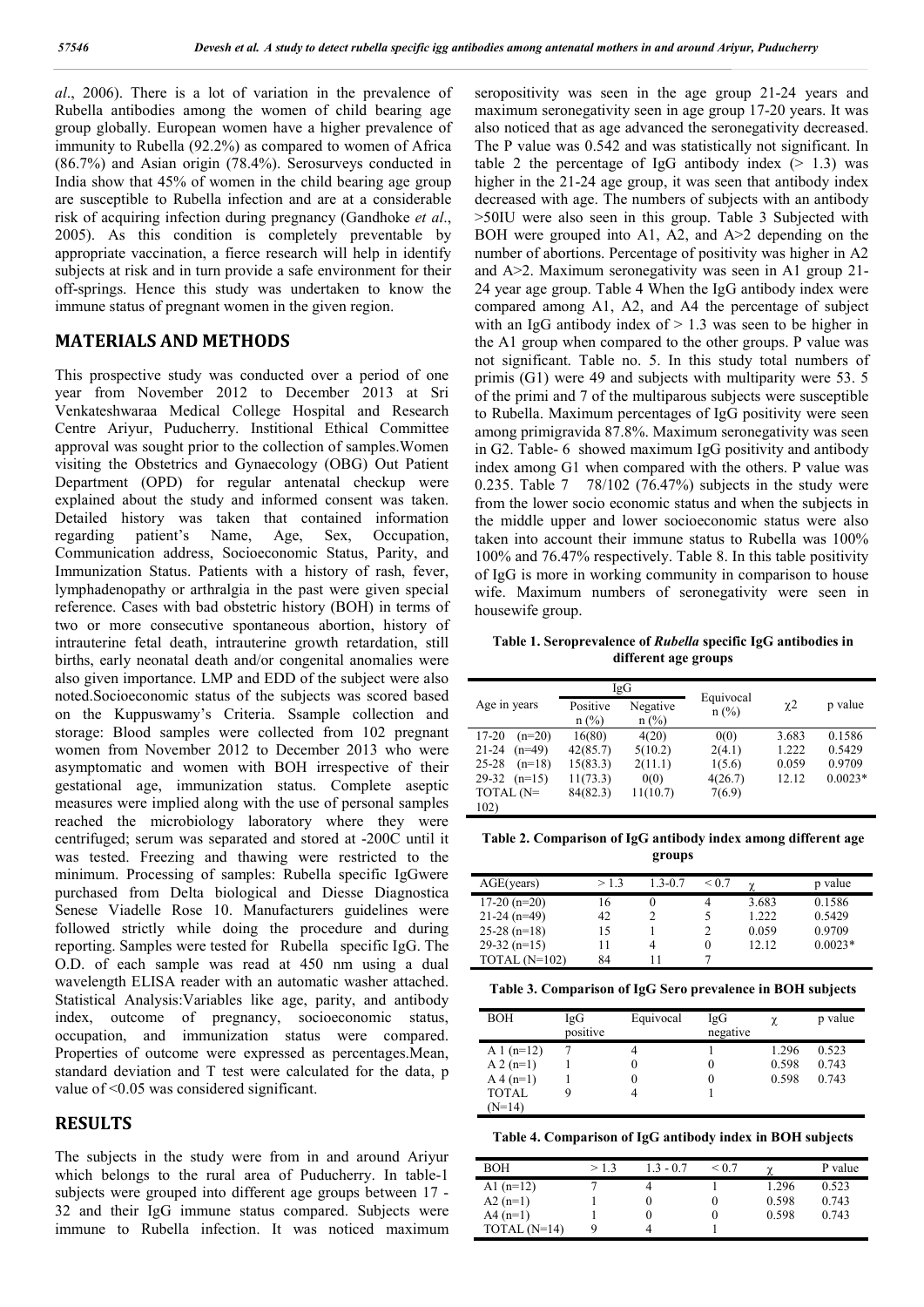*al*., 2006). There is a lot of variation in the prevalence of Rubella antibodies among the women of child bearing age group globally. European women have a higher prevalence of immunity to Rubella (92.2%) as compared to women of Africa (86.7%) and Asian origin (78.4%). Serosurveys conducted in India show that 45% of women in the child bearing age group are susceptible to Rubella infection and are at a considerable risk of acquiring infection during pregnancy (Gandhoke *et al*., 2005). As this condition is completely preventable by appropriate vaccination, a fierce research will help in identify subjects at risk and in turn provide a safe environment for their off-springs. Hence this study was undertaken to know the immune status of pregnant women in the given region.

## MATERIALS AND METHODS

This prospective study was conducted over a period of one year from November 2012 to December 2013 at Sri Venkateshwaraa Medical College Hospital and Research Centre Ariyur, Puducherry. Institional Ethical Committee approval was sought prior to the collection of samples.Women visiting the Obstetrics and Gynaecology (OBG) Out Patient Department (OPD) for regular antenatal checkup were explained about the study and informed consent was taken. Detailed history was taken that contained information regarding patient's Name, Age, Sex, Occupation, Communication address, Socioeconomic Status, Parity, and Immunization Status. Patients with a history of rash, fever, lymphadenopathy or arthralgia in the past were given special reference. Cases with bad obstetric history (BOH) in terms of two or more consecutive spontaneous abortion, history of intrauterine fetal death, intrauterine growth retardation, still births, early neonatal death and/or congenital anomalies were also given importance. LMP and EDD of the subject were also noted.Socioeconomic status of the subjects was scored based on the Kuppuswamy's Criteria. Ssample collection and storage: Blood samples were collected from 102 pregnant women from November 2012 to December 2013 who were asymptomatic and women with BOH irrespective of their gestational age, immunization status. Complete aseptic measures were implied along with the use of personal samples reached the microbiology laboratory where they were centrifuged; serum was separated and stored at -200C until it was tested. Freezing and thawing were restricted to the minimum. Processing of samples: Rubella specific IgGwere purchased from Delta biological and Diesse Diagnostica Senese Viadelle Rose 10. Manufacturers guidelines were followed strictly while doing the procedure and during reporting. Samples were tested for Rubella specific IgG. The O.D. of each sample was read at 450 nm using a dual wavelength ELISA reader with an automatic washer attached. Statistical Analysis:Variables like age, parity, and antibody index, outcome of pregnancy, socioeconomic status, occupation, and immunization status were compared. Properties of outcome were expressed as percentages.Mean, standard deviation and T test were calculated for the data, p value of <0.05 was considered significant.

## RESULTS

The subjects in the study were from in and around Ariyur which belongs to the rural area of Puducherry. In table-1 subjects were grouped into different age groups between 17 - 32 and their IgG immune status compared. Subjects were immune to Rubella infection. It was noticed maximum seropositivity was seen in the age group 21-24 years and maximum seronegativity seen in age group 17-20 years. It was also noticed that as age advanced the seronegativity decreased. The P value was 0.542 and was statistically not significant. In table 2 the percentage of IgG antibody index (> 1.3) was higher in the 21-24 age group, it was seen that antibody index decreased with age. The numbers of subjects with an antibody >50IU were also seen in this group. Table 3 Subjected with BOH were grouped into A1, A2, and A>2 depending on the number of abortions. Percentage of positivity was higher in A2 and A>2. Maximum seronegativity was seen in A1 group 21-24 year age group. Table 4 When the IgG antibody index were compared among A1, A2, and A4 the percentage of subject with an IgG antibody index of > 1.3 was seen to be higher in the A1 group when compared to the other groups. P value was not significant. Table no. 5. In this study total numbers of primis (G1) were 49 and subjects with multiparity were 53. 5 of the primi and 7 of the multiparous subjects were susceptible to Rubella. Maximum percentages of IgG positivity were seen among primigravida 87.8%. Maximum seronegativity was seen in G2. Table- 6 showed maximum IgG positivity and antibody index among G1 when compared with the others. P value was 0.235. Table 7 78/102 (76.47%) subjects in the study were from the lower socio economic status and when the subjects in the middle upper and lower socioeconomic status were also taken into account their immune status to Rubella was 100% 100% and 76.47% respectively. Table 8. In this table positivity of IgG is more in working community in comparison to house wife. Maximum numbers of seronegativity were seen in housewife group.

**Table 1. Seroprevalence of *Rubella* specific IgG antibodies in different age groups**

| Age in years | IgG | | Equivocal n (%) | $\chi2$ | p value |
|---|---|---|---|---|---|
| | Positive n (%) | Negative n (%) | | | |
| 17-20 (n=20) | 16(80) | 4(20) | 0(0) | 3.683 | 0.1586 |
| 21-24 (n=49) | 42(85.7) | 5(10.2) | 2(4.1) | 1.222 | 0.5429 |
| 25-28 (n=18) | 15(83.3) | 2(11.1) | 1(5.6) | 0.059 | 0.9709 |
| 29-32 (n=15) | 11(73.3) | 0(0) | 4(26.7) | 12.12 | 0.0023* |
| TOTAL (N= 102) | 84(82.3) | 11(10.7) | 7(6.9) | | |

**Table 2. Comparison of IgG antibody index among different age groups**

| AGE(years) | > 1.3 | 1.3-0.7 | < 0.7 | $\chi$ | p value |
|---|---|---|---|---|---|
| 17-20 (n=20) | 16 | 0 | 4 | 3.683 | 0.1586 |
| 21-24 (n=49) | 42 | 2 | 5 | 1.222 | 0.5429 |
| 25-28 (n=18) | 15 | 1 | 2 | 0.059 | 0.9709 |
| 29-32 (n=15) | 11 | 4 | 0 | 12.12 | 0.0023* |
| TOTAL (N=102) | 84 | 11 | 7 | | |

**Table 3. Comparison of IgG Sero prevalence in BOH subjects**

| BOH | IgG positive | Equivocal | IgG negative | $\chi$ | p value |
|---|---|---|---|---|---|
| A 1 (n=12) | 7 | 4 | 1 | 1.296 | 0.523 |
| A 2 (n=1) | 1 | 0 | 0 | 0.598 | 0.743 |
| A 4 (n=1) | 1 | 0 | 0 | 0.598 | 0.743 |
| TOTAL (N=14) | 9 | 4 | 1 | | |

**Table 4. Comparison of IgG antibody index in BOH subjects**

| BOH | > 1.3 | 1.3 - 0.7 | < 0.7 | $\chi$ | P value |
|---|---|---|---|---|---|
| A1 (n=12) | 7 | 4 | 1 | 1.296 | 0.523 |
| A2 (n=1) | 1 | 0 | 0 | 0.598 | 0.743 |
| A4 (n=1) | 1 | 0 | 0 | 0.598 | 0.743 |
| TOTAL (N=14) | 9 | 4 | 1 | | |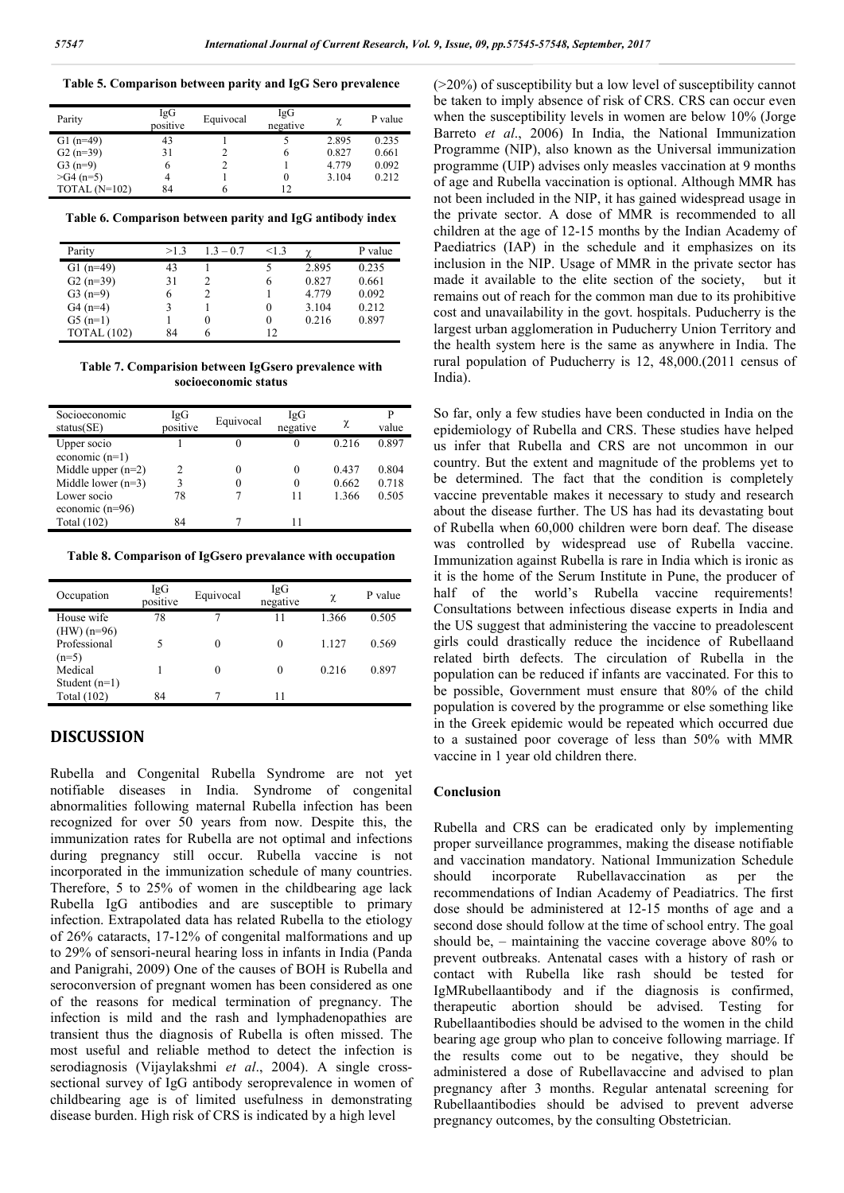**Table 5. Comparison between parity and IgG Sero prevalence**

| Parity | IgG positive | Equivocal | IgG negative | χ | P value |
|---|---|---|---|---|---|
| G1 (n=49) | 43 | 1 | 5 | 2.895 | 0.235 |
| G2 (n=39) | 31 | 2 | 6 | 0.827 | 0.661 |
| G3 (n=9) | 6 | 2 | 1 | 4.779 | 0.092 |
| >G4 (n=5) | 4 | 1 | 0 | 3.104 | 0.212 |
| TOTAL (N=102) | 84 | 6 | 12 | | |

**Table 6. Comparison between parity and IgG antibody index**

| Parity | >1.3 | 1.3 – 0.7 | <1.3 | χ | P value |
|---|---|---|---|---|---|
| G1 (n=49) | 43 | 1 | 5 | 2.895 | 0.235 |
| G2 (n=39) | 31 | 2 | 6 | 0.827 | 0.661 |
| G3 (n=9) | 6 | 2 | 1 | 4.779 | 0.092 |
| G4 (n=4) | 3 | 1 | 0 | 3.104 | 0.212 |
| G5 (n=1) | 1 | 0 | 0 | 0.216 | 0.897 |
| TOTAL (102) | 84 | 6 | 12 | | |

**Table 7. Comparision between IgGsero prevalence with socioeconomic status**

| Socioeconomic status(SE) | IgG positive | Equivocal | IgG negative | χ | P value |
|---|---|---|---|---|---|
| Upper socio economic (n=1) | 1 | 0 | 0 | 0.216 | 0.897 |
| Middle upper (n=2) | 2 | 0 | 0 | 0.437 | 0.804 |
| Middle lower (n=3) | 3 | 0 | 0 | 0.662 | 0.718 |
| Lower socio economic (n=96) | 78 | 7 | 11 | 1.366 | 0.505 |
| Total (102) | 84 | 7 | 11 | | |

**Table 8. Comparison of IgGsero prevalance with occupation**

| Occupation | IgG positive | Equivocal | IgG negative | χ | P value |
|---|---|---|---|---|---|
| House wife (HW) (n=96) | 78 | 7 | 11 | 1.366 | 0.505 |
| Professional (n=5) | 5 | 0 | 0 | 1.127 | 0.569 |
| Medical Student (n=1) | 1 | 0 | 0 | 0.216 | 0.897 |
| Total (102) | 84 | 7 | 11 | | |

## DISCUSSION

Rubella and Congenital Rubella Syndrome are not yet notifiable diseases in India. Syndrome of congenital abnormalities following maternal Rubella infection has been recognized for over 50 years from now. Despite this, the immunization rates for Rubella are not optimal and infections during pregnancy still occur. Rubella vaccine is not incorporated in the immunization schedule of many countries. Therefore, 5 to 25% of women in the childbearing age lack Rubella IgG antibodies and are susceptible to primary infection. Extrapolated data has related Rubella to the etiology of 26% cataracts, 17-12% of congenital malformations and up to 29% of sensori-neural hearing loss in infants in India (Panda and Panigrahi, 2009) One of the causes of BOH is Rubella and seroconversion of pregnant women has been considered as one of the reasons for medical termination of pregnancy. The infection is mild and the rash and lymphadenopathies are transient thus the diagnosis of Rubella is often missed. The most useful and reliable method to detect the infection is serodiagnosis (Vijaylakshmi *et al*., 2004). A single cross-sectional survey of IgG antibody seroprevalence in women of childbearing age is of limited usefulness in demonstrating disease burden. High risk of CRS is indicated by a high level (>20%) of susceptibility but a low level of susceptibility cannot be taken to imply absence of risk of CRS. CRS can occur even when the susceptibility levels in women are below 10% (Jorge Barreto *et al*., 2006) In India, the National Immunization Programme (NIP), also known as the Universal immunization programme (UIP) advises only measles vaccination at 9 months of age and Rubella vaccination is optional. Although MMR has not been included in the NIP, it has gained widespread usage in the private sector. A dose of MMR is recommended to all children at the age of 12-15 months by the Indian Academy of Paediatrics (IAP) in the schedule and it emphasizes on its inclusion in the NIP. Usage of MMR in the private sector has made it available to the elite section of the society, but it remains out of reach for the common man due to its prohibitive cost and unavailability in the govt. hospitals. Puducherry is the largest urban agglomeration in Puducherry Union Territory and the health system here is the same as anywhere in India. The rural population of Puducherry is 12, 48,000.(2011 census of India).

So far, only a few studies have been conducted in India on the epidemiology of Rubella and CRS. These studies have helped us infer that Rubella and CRS are not uncommon in our country. But the extent and magnitude of the problems yet to be determined. The fact that the condition is completely vaccine preventable makes it necessary to study and research about the disease further. The US has had its devastating bout of Rubella when 60,000 children were born deaf. The disease was controlled by widespread use of Rubella vaccine. Immunization against Rubella is rare in India which is ironic as it is the home of the Serum Institute in Pune, the producer of half of the world's Rubella vaccine requirements! Consultations between infectious disease experts in India and the US suggest that administering the vaccine to preadolescent girls could drastically reduce the incidence of Rubellaand related birth defects. The circulation of Rubella in the population can be reduced if infants are vaccinated. For this to be possible, Government must ensure that 80% of the child population is covered by the programme or else something like in the Greek epidemic would be repeated which occurred due to a sustained poor coverage of less than 50% with MMR vaccine in 1 year old children there.

### Conclusion

Rubella and CRS can be eradicated only by implementing proper surveillance programmes, making the disease notifiable and vaccination mandatory. National Immunization Schedule should incorporate Rubellavaccination as per the recommendations of Indian Academy of Peadiatrics. The first dose should be administered at 12-15 months of age and a second dose should follow at the time of school entry. The goal should be, – maintaining the vaccine coverage above 80% to prevent outbreaks. Antenatal cases with a history of rash or contact with Rubella like rash should be tested for IgMRubellaantibody and if the diagnosis is confirmed, therapeutic abortion should be advised. Testing for Rubellaantibodies should be advised to the women in the child bearing age group who plan to conceive following marriage. If the results come out to be negative, they should be administered a dose of Rubellavaccine and advised to plan pregnancy after 3 months. Regular antenatal screening for Rubellaantibodies should be advised to prevent adverse pregnancy outcomes, by the consulting Obstetrician.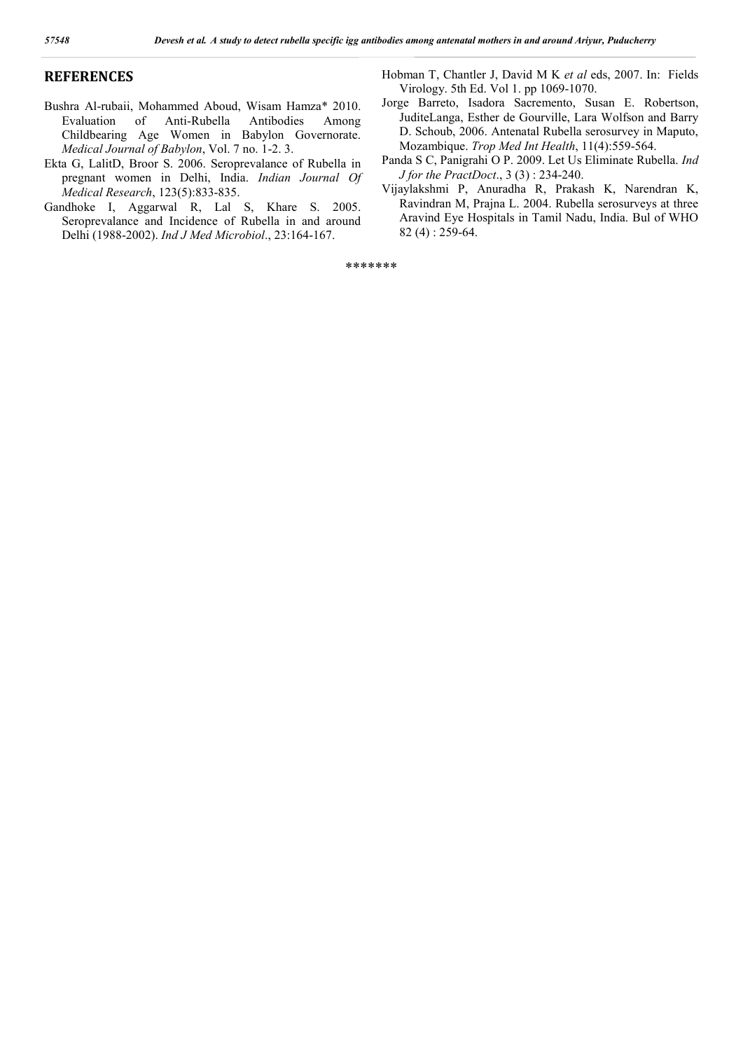## REFERENCES

Bushra Al-rubaii, Mohammed Aboud, Wisam Hamza* 2010. Evaluation of Anti-Rubella Antibodies Among Childbearing Age Women in Babylon Governorate. *Medical Journal of Babylon*, Vol. 7 no. 1-2. 3.

Ekta G, LalitD, Broor S. 2006. Seroprevalance of Rubella in pregnant women in Delhi, India. *Indian Journal Of Medical Research*, 123(5):833-835.

Gandhoke I, Aggarwal R, Lal S, Khare S. 2005. Seroprevalance and Incidence of Rubella in and around Delhi (1988-2002). *Ind J Med Microbiol*., 23:164-167.

Hobman T, Chantler J, David M K *et al* eds, 2007. In: Fields Virology. 5th Ed. Vol 1. pp 1069-1070.

Jorge Barreto, Isadora Sacremento, Susan E. Robertson, JuditeLanga, Esther de Gourville, Lara Wolfson and Barry D. Schoub, 2006. Antenatal Rubella serosurvey in Maputo, Mozambique. *Trop Med Int Health*, 11(4):559-564.

Panda S C, Panigrahi O P. 2009. Let Us Eliminate Rubella. *Ind J for the PractDoct*., 3 (3) : 234-240.

Vijaylakshmi P, Anuradha R, Prakash K, Narendran K, Ravindran M, Prajna L. 2004. Rubella serosurveys at three Aravind Eye Hospitals in Tamil Nadu, India. Bul of WHO 82 (4) : 259-64.

*******